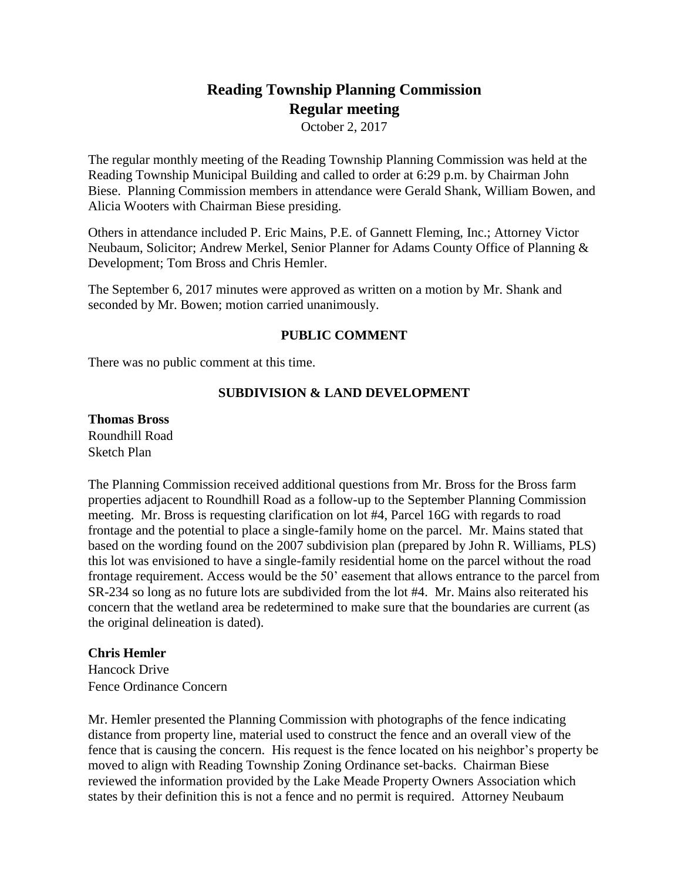# Reading Township Planning Commission
## Regular meeting

October 2, 2017

The regular monthly meeting of the Reading Township Planning Commission was held at the Reading Township Municipal Building and called to order at 6:29 p.m. by Chairman John Biese. Planning Commission members in attendance were Gerald Shank, William Bowen, and Alicia Wooters with Chairman Biese presiding.

Others in attendance included P. Eric Mains, P.E. of Gannett Fleming, Inc.; Attorney Victor Neubaum, Solicitor; Andrew Merkel, Senior Planner for Adams County Office of Planning & Development; Tom Bross and Chris Hemler.

The September 6, 2017 minutes were approved as written on a motion by Mr. Shank and seconded by Mr. Bowen; motion carried unanimously.

### PUBLIC COMMENT

There was no public comment at this time.

### SUBDIVISION & LAND DEVELOPMENT

**Thomas Bross**
Roundhill Road
Sketch Plan

The Planning Commission received additional questions from Mr. Bross for the Bross farm properties adjacent to Roundhill Road as a follow-up to the September Planning Commission meeting. Mr. Bross is requesting clarification on lot #4, Parcel 16G with regards to road frontage and the potential to place a single-family home on the parcel. Mr. Mains stated that based on the wording found on the 2007 subdivision plan (prepared by John R. Williams, PLS) this lot was envisioned to have a single-family residential home on the parcel without the road frontage requirement. Access would be the 50' easement that allows entrance to the parcel from SR-234 so long as no future lots are subdivided from the lot #4. Mr. Mains also reiterated his concern that the wetland area be redetermined to make sure that the boundaries are current (as the original delineation is dated).

**Chris Hemler**
Hancock Drive
Fence Ordinance Concern

Mr. Hemler presented the Planning Commission with photographs of the fence indicating distance from property line, material used to construct the fence and an overall view of the fence that is causing the concern. His request is the fence located on his neighbor's property be moved to align with Reading Township Zoning Ordinance set-backs. Chairman Biese reviewed the information provided by the Lake Meade Property Owners Association which states by their definition this is not a fence and no permit is required. Attorney Neubaum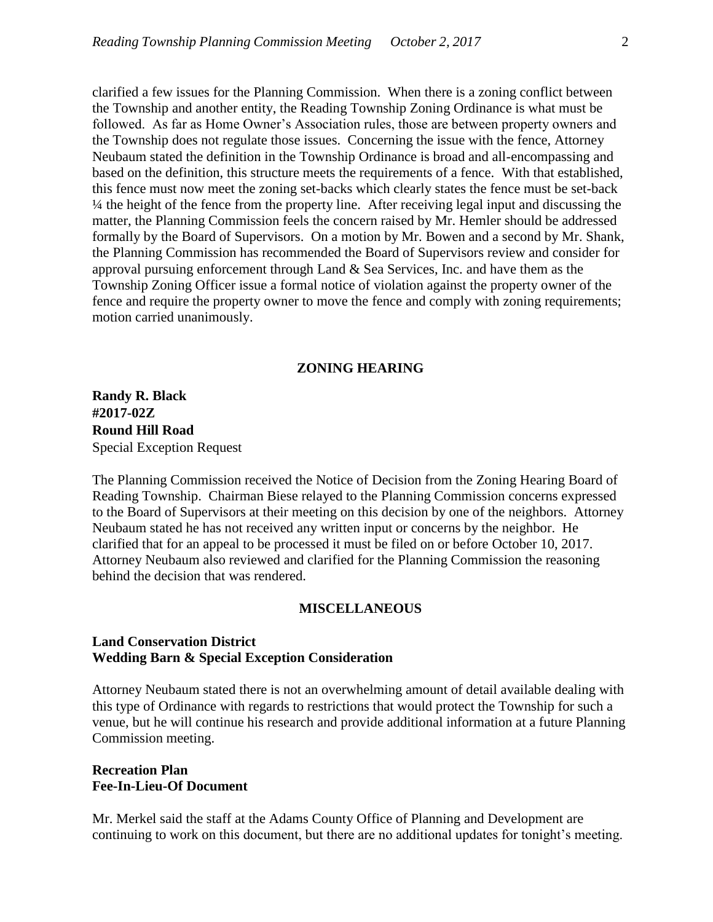clarified a few issues for the Planning Commission. When there is a zoning conflict between the Township and another entity, the Reading Township Zoning Ordinance is what must be followed. As far as Home Owner's Association rules, those are between property owners and the Township does not regulate those issues. Concerning the issue with the fence, Attorney Neubaum stated the definition in the Township Ordinance is broad and all-encompassing and based on the definition, this structure meets the requirements of a fence. With that established, this fence must now meet the zoning set-backs which clearly states the fence must be set-back ¼ the height of the fence from the property line. After receiving legal input and discussing the matter, the Planning Commission feels the concern raised by Mr. Hemler should be addressed formally by the Board of Supervisors. On a motion by Mr. Bowen and a second by Mr. Shank, the Planning Commission has recommended the Board of Supervisors review and consider for approval pursuing enforcement through Land & Sea Services, Inc. and have them as the Township Zoning Officer issue a formal notice of violation against the property owner of the fence and require the property owner to move the fence and comply with zoning requirements; motion carried unanimously.

## ZONING HEARING

**Randy R. Black**
**#2017-02Z**
**Round Hill Road**
Special Exception Request

The Planning Commission received the Notice of Decision from the Zoning Hearing Board of Reading Township. Chairman Biese relayed to the Planning Commission concerns expressed to the Board of Supervisors at their meeting on this decision by one of the neighbors. Attorney Neubaum stated he has not received any written input or concerns by the neighbor. He clarified that for an appeal to be processed it must be filed on or before October 10, 2017. Attorney Neubaum also reviewed and clarified for the Planning Commission the reasoning behind the decision that was rendered.

## MISCELLANEOUS

**Land Conservation District**
**Wedding Barn & Special Exception Consideration**

Attorney Neubaum stated there is not an overwhelming amount of detail available dealing with this type of Ordinance with regards to restrictions that would protect the Township for such a venue, but he will continue his research and provide additional information at a future Planning Commission meeting.

**Recreation Plan**
**Fee-In-Lieu-Of Document**

Mr. Merkel said the staff at the Adams County Office of Planning and Development are continuing to work on this document, but there are no additional updates for tonight's meeting.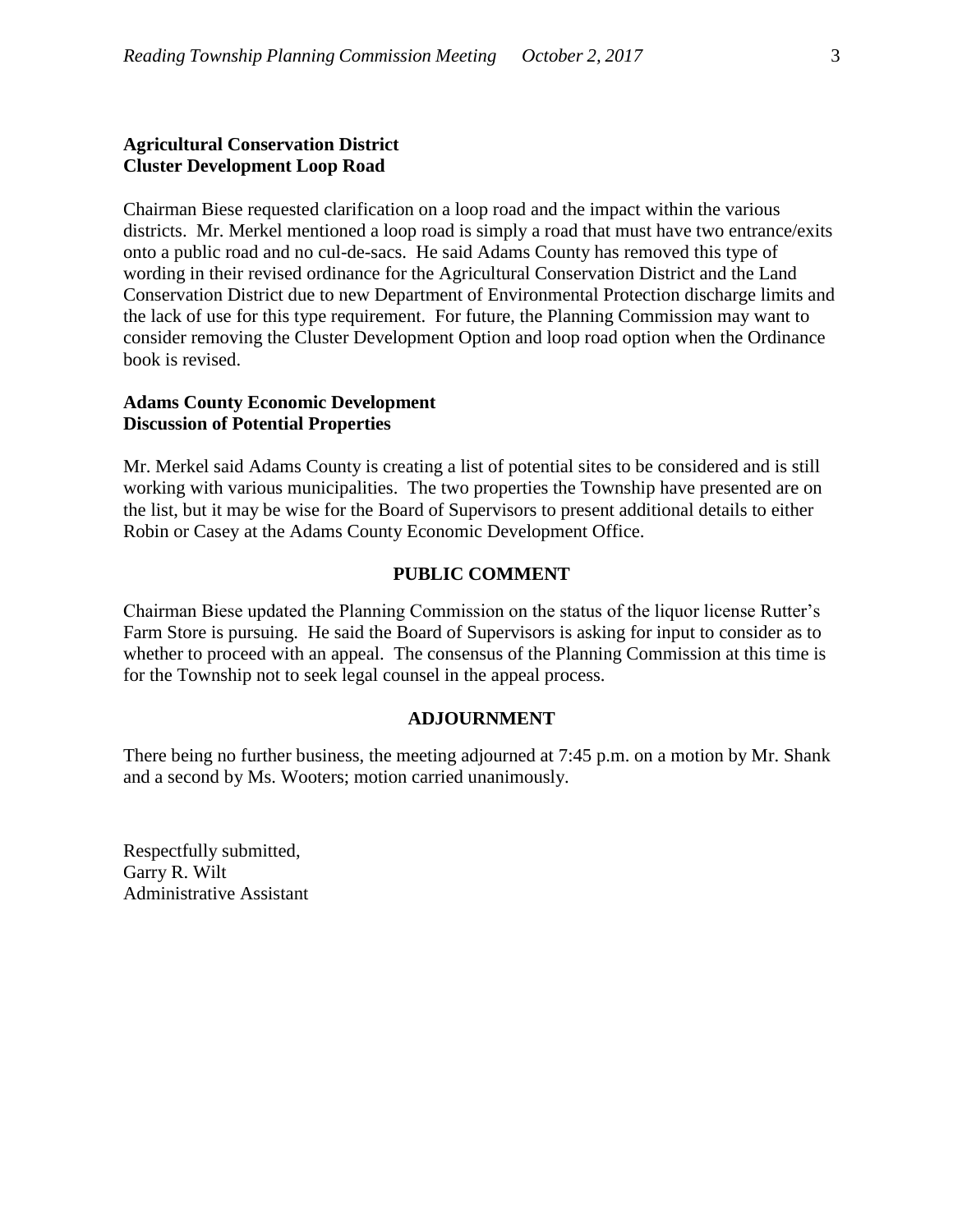**Agricultural Conservation District**
**Cluster Development Loop Road**

Chairman Biese requested clarification on a loop road and the impact within the various districts. Mr. Merkel mentioned a loop road is simply a road that must have two entrance/exits onto a public road and no cul-de-sacs. He said Adams County has removed this type of wording in their revised ordinance for the Agricultural Conservation District and the Land Conservation District due to new Department of Environmental Protection discharge limits and the lack of use for this type requirement. For future, the Planning Commission may want to consider removing the Cluster Development Option and loop road option when the Ordinance book is revised.

**Adams County Economic Development**
**Discussion of Potential Properties**

Mr. Merkel said Adams County is creating a list of potential sites to be considered and is still working with various municipalities. The two properties the Township have presented are on the list, but it may be wise for the Board of Supervisors to present additional details to either Robin or Casey at the Adams County Economic Development Office.

## PUBLIC COMMENT

Chairman Biese updated the Planning Commission on the status of the liquor license Rutter's Farm Store is pursuing. He said the Board of Supervisors is asking for input to consider as to whether to proceed with an appeal. The consensus of the Planning Commission at this time is for the Township not to seek legal counsel in the appeal process.

## ADJOURNMENT

There being no further business, the meeting adjourned at 7:45 p.m. on a motion by Mr. Shank and a second by Ms. Wooters; motion carried unanimously.

Respectfully submitted,
Garry R. Wilt
Administrative Assistant